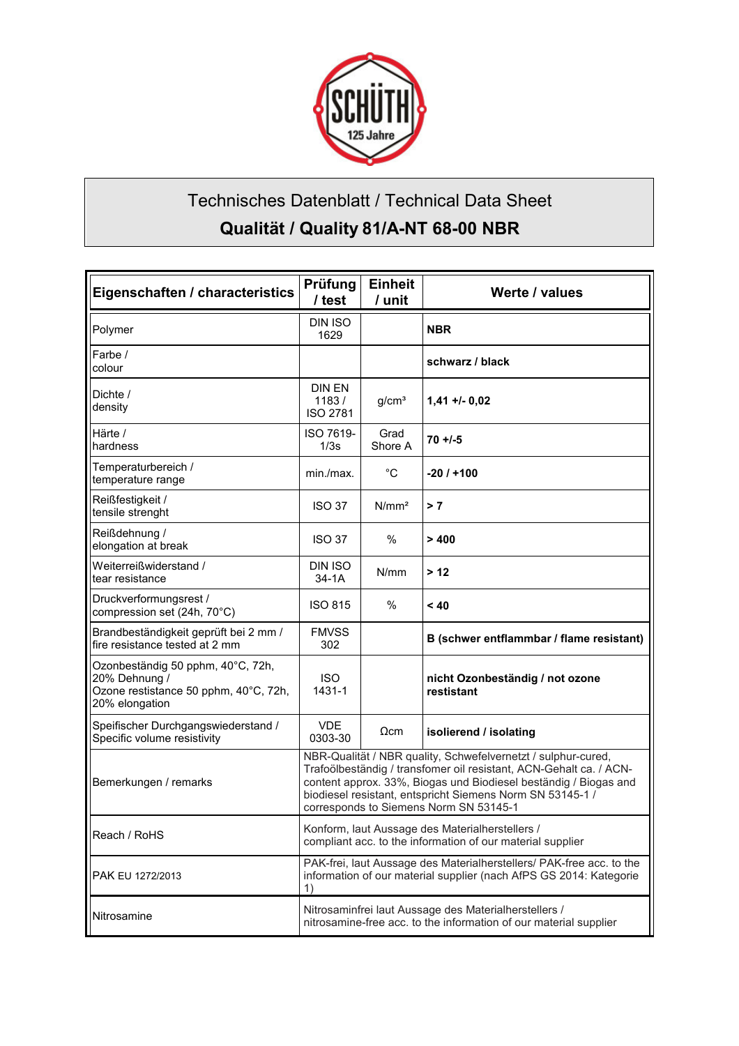# Technisches Datenblatt / Technical Data Sheet

## Qualität / Quality 81/A-NT 68-00 NBR

| Eigenschaften / characteristics | Prüfung / test | Einheit / unit | Werte / values |
|---|---|---|---|
| Polymer | DIN ISO 1629 | | **NBR** |
| Farbe / colour | | | **schwarz / black** |
| Dichte / density | DIN EN 1183 / ISO 2781 | g/cm³ | **1,41 +/- 0,02** |
| Härte / hardness | ISO 7619-1/3s | Grad Shore A | **70 +/-5** |
| Temperaturbereich / temperature range | min./max. | °C | **-20 / +100** |
| Reißfestigkeit / tensile strenght | ISO 37 | N/mm² | **> 7** |
| Reißdehnung / elongation at break | ISO 37 | % | **> 400** |
| Weiterreißwiderstand / tear resistance | DIN ISO 34-1A | N/mm | **> 12** |
| Druckverformungsrest / compression set (24h, 70°C) | ISO 815 | % | **< 40** |
| Brandbeständigkeit geprüft bei 2 mm / fire resistance tested at 2 mm | FMVSS 302 | | **B (schwer entflammbar / flame resistant)** |
| Ozonbeständig 50 pphm, 40°C, 72h, 20% Dehnung / Ozone restistance 50 pphm, 40°C, 72h, 20% elongation | ISO 1431-1 | | **nicht Ozonbeständig / not ozone restistant** |
| Speifischer Durchgangswiederstand / Specific volume resistivity | VDE 0303-30 | Ωcm | **isolierend / isolating** |
| Bemerkungen / remarks | NBR-Qualität / NBR quality, Schwefelvernetzt / sulphur-cured, Trafoölbeständig / transfomer oil resistant, ACN-Gehalt ca. / ACN-content approx. 33%, Biogas und Biodiesel beständig / Biogas and biodiesel resistant, entspricht Siemens Norm SN 53145-1 / corresponds to Siemens Norm SN 53145-1 | | |
| Reach / RoHS | Konform, laut Aussage des Materialherstellers / compliant acc. to the information of our material supplier | | |
| PAK EU 1272/2013 | PAK-frei, laut Aussage des Materialherstellers/ PAK-free acc. to the information of our material supplier (nach AfPS GS 2014: Kategorie 1) | | |
| Nitrosamine | Nitrosaminfrei laut Aussage des Materialherstellers / nitrosamine-free acc. to the information of our material supplier | | |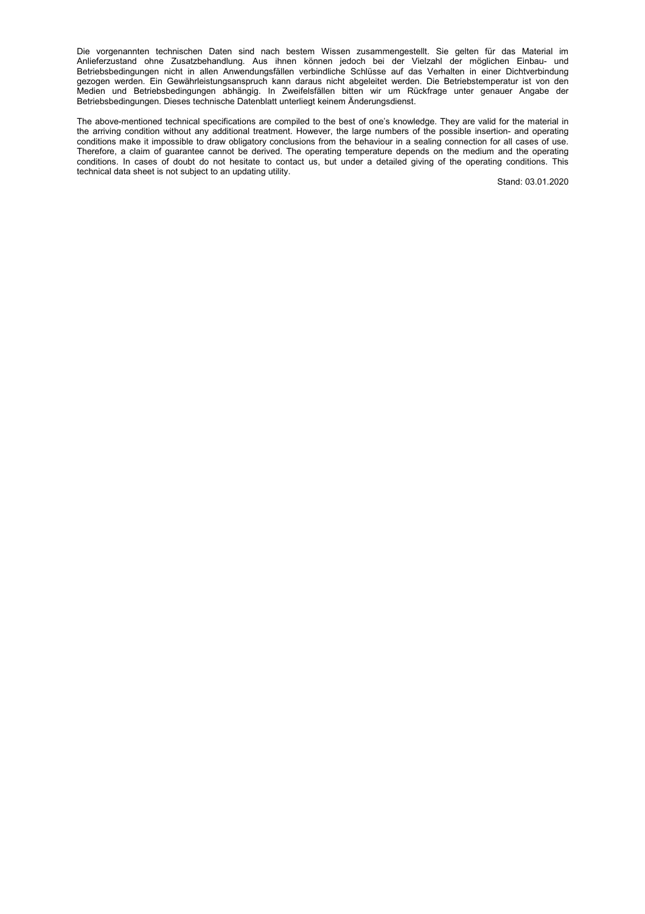Die vorgenannten technischen Daten sind nach bestem Wissen zusammengestellt. Sie gelten für das Material im Anlieferzustand ohne Zusatzbehandlung. Aus ihnen können jedoch bei der Vielzahl der möglichen Einbau- und Betriebsbedingungen nicht in allen Anwendungsfällen verbindliche Schlüsse auf das Verhalten in einer Dichtverbindung gezogen werden. Ein Gewährleistungsanspruch kann daraus nicht abgeleitet werden. Die Betriebstemperatur ist von den Medien und Betriebsbedingungen abhängig. In Zweifelsfällen bitten wir um Rückfrage unter genauer Angabe der Betriebsbedingungen. Dieses technische Datenblatt unterliegt keinem Änderungsdienst.

The above-mentioned technical specifications are compiled to the best of one's knowledge. They are valid for the material in the arriving condition without any additional treatment. However, the large numbers of the possible insertion- and operating conditions make it impossible to draw obligatory conclusions from the behaviour in a sealing connection for all cases of use. Therefore, a claim of guarantee cannot be derived. The operating temperature depends on the medium and the operating conditions. In cases of doubt do not hesitate to contact us, but under a detailed giving of the operating conditions. This technical data sheet is not subject to an updating utility.

Stand: 03.01.2020